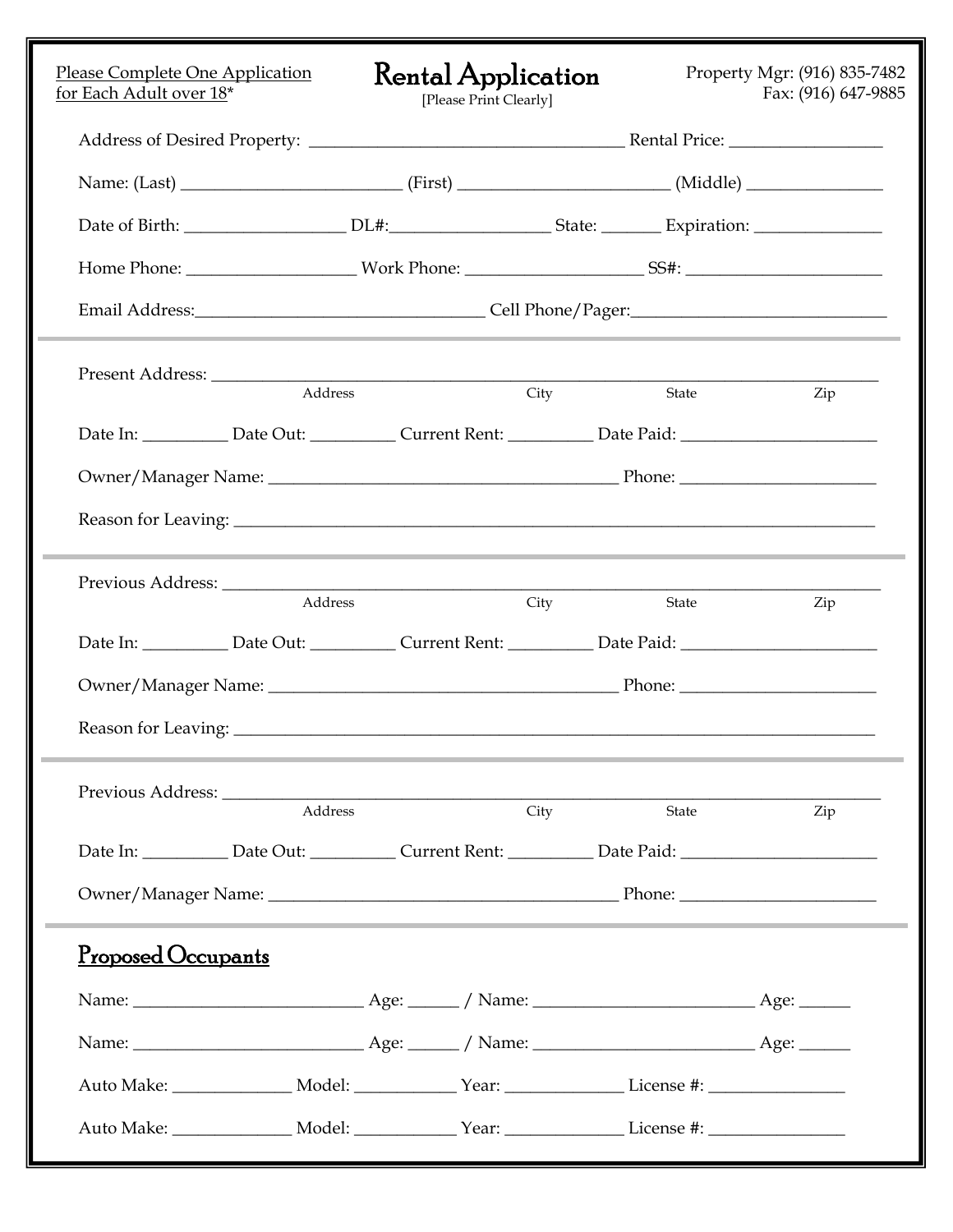Please Complete One Application for Each Adult over 18*

# Rental Application

[Please Print Clearly]

Property Mgr: (916) 835-7482
Fax: (916) 647-9885

Address of Desired Property: ___________________________________ Rental Price: _________________

Name: (Last) _________________________ (First) ________________________ (Middle) _______________

Date of Birth: __________________ DL#:__________________ State: _______ Expiration: ______________

Home Phone: ___________________ Work Phone: ____________________ SS#: _______________________

Email Address:________________________________ Cell Phone/Pager:_____________________________

---

Present Address: ___________________________________________________________________________
Address / City / State / Zip

Date In: _________ Date Out: _________ Current Rent: _________ Date Paid: ______________________

Owner/Manager Name: ________________________________________ Phone: ______________________

Reason for Leaving: __________________________________________________________________________

---

Previous Address: ___________________________________________________________________________
Address / City / State / Zip

Date In: _________ Date Out: _________ Current Rent: _________ Date Paid: ______________________

Owner/Manager Name: ________________________________________ Phone: ______________________

Reason for Leaving: __________________________________________________________________________

---

Previous Address: ___________________________________________________________________________
Address / City / State / Zip

Date In: _________ Date Out: _________ Current Rent: _________ Date Paid: ______________________

Owner/Manager Name: ________________________________________ Phone: ______________________

---

## Proposed Occupants

Name: __________________________ Age: ______ / Name: _________________________ Age: ______

Name: __________________________ Age: ______ / Name: _________________________ Age: ______

Auto Make: ______________ Model: ___________ Year: ______________ License #: _______________

Auto Make: ______________ Model: ___________ Year: ______________ License #: _______________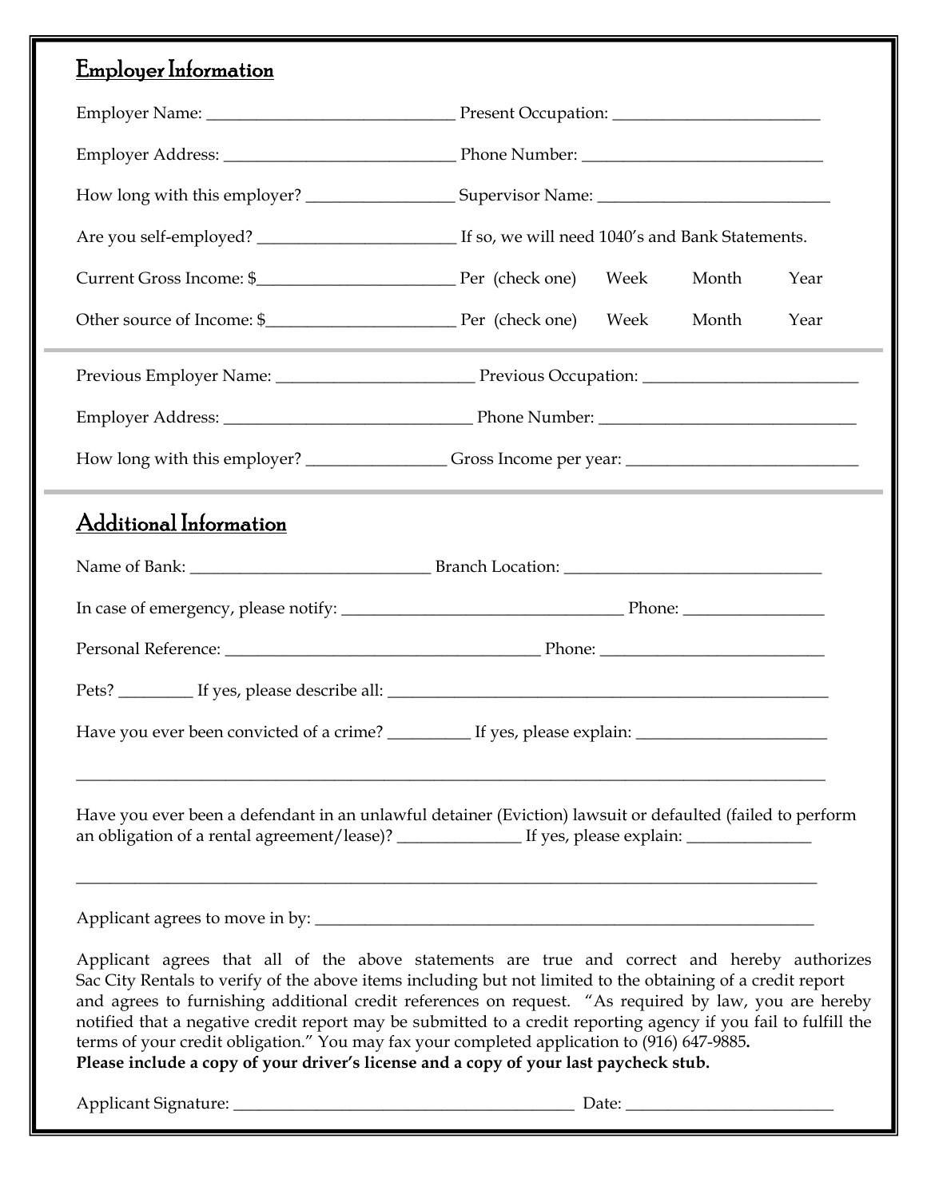## Employer Information

Employer Name: ____________________________ Present Occupation: _______________________

Employer Address: __________________________ Phone Number: ___________________________

How long with this employer? ________________ Supervisor Name: __________________________

Are you self-employed? ______________________ If so, we will need 1040's and Bank Statements.

Current Gross Income: $______________________ Per (check one) Week Month Year

Other source of Income: $_____________________ Per (check one) Week Month Year

---

Previous Employer Name: ______________________ Previous Occupation: ________________________

Employer Address: ____________________________ Phone Number: ____________________________

How long with this employer? _______________ Gross Income per year: ________________________

---

## Additional Information

Name of Bank: ___________________________ Branch Location: ____________________________

In case of emergency, please notify: _______________________________ Phone: _______________

Personal Reference: ____________________________________ Phone: _________________________

Pets? ________ If yes, please describe all: ____________________________________________________

Have you ever been convicted of a crime? _________ If yes, please explain: ______________________

_____________________________________________________________________________________

Have you ever been a defendant in an unlawful detainer (Eviction) lawsuit or defaulted (failed to perform an obligation of a rental agreement/lease)? _____________ If yes, please explain: ______________

_____________________________________________________________________________________

Applicant agrees to move in by: _________________________________________________________

Applicant agrees that all of the above statements are true and correct and hereby authorizes Sac City Rentals to verify of the above items including but not limited to the obtaining of a credit report and agrees to furnishing additional credit references on request. "As required by law, you are hereby notified that a negative credit report may be submitted to a credit reporting agency if you fail to fulfill the terms of your credit obligation." You may fax your completed application to (916) 647-9885.
**Please include a copy of your driver's license and a copy of your last paycheck stub.**

Applicant Signature: _______________________________________ Date: ________________________